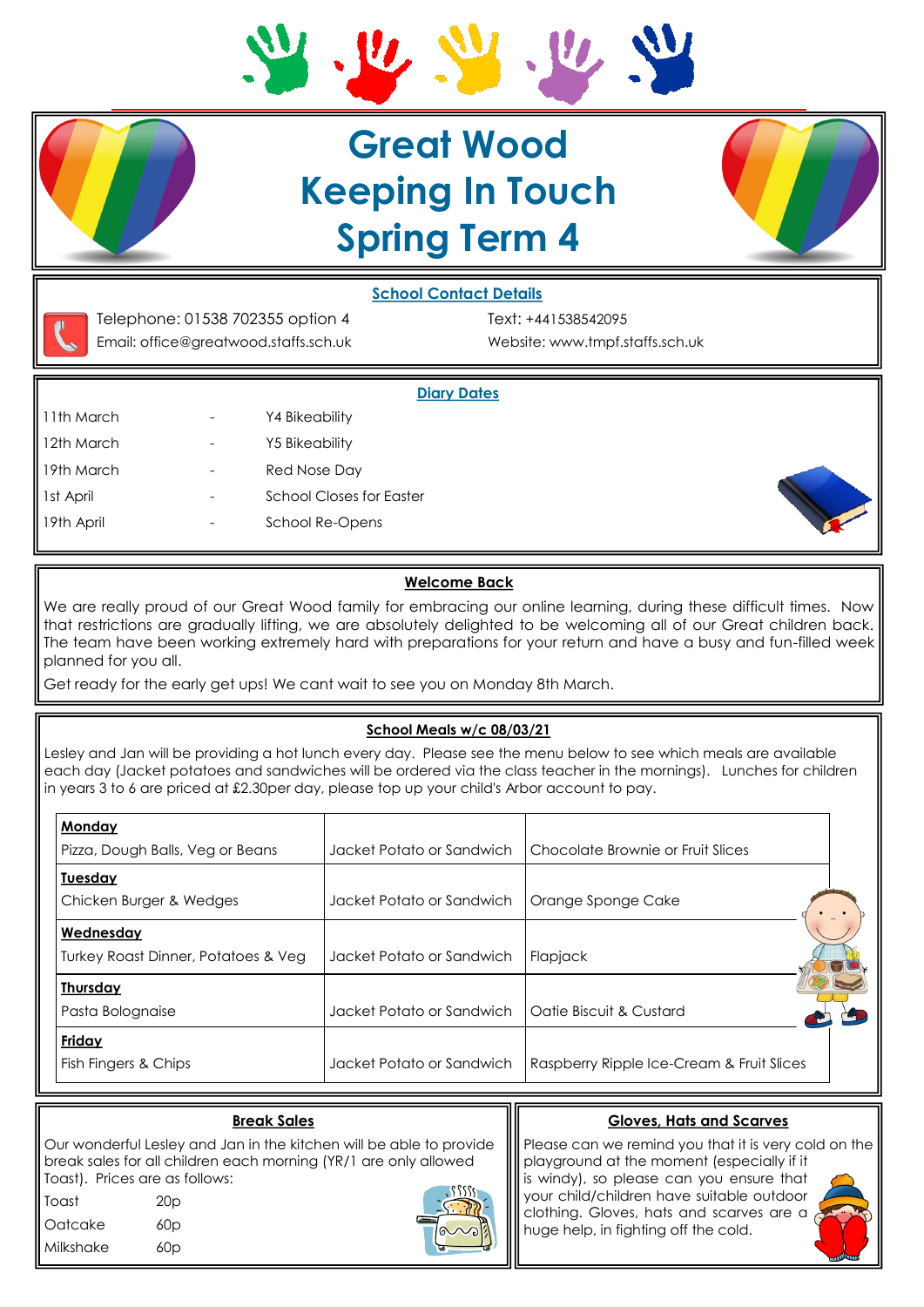# Great Wood Keeping In Touch Spring Term 4

## School Contact Details

Telephone: 01538 702355 option 4

Email: office@greatwood.staffs.sch.uk

Text: +441538542095

Website: www.tmpf.staffs.sch.uk

## Diary Dates

| | | |
|---|---|---|
| 11th March | - | Y4 Bikeability |
| 12th March | - | Y5 Bikeability |
| 19th March | - | Red Nose Day |
| 1st April | - | School Closes for Easter |
| 19th April | - | School Re-Opens |

## Welcome Back

We are really proud of our Great Wood family for embracing our online learning, during these difficult times. Now that restrictions are gradually lifting, we are absolutely delighted to be welcoming all of our Great children back. The team have been working extremely hard with preparations for your return and have a busy and fun-filled week planned for you all.

Get ready for the early get ups! We cant wait to see you on Monday 8th March.

## School Meals w/c 08/03/21

Lesley and Jan will be providing a hot lunch every day. Please see the menu below to see which meals are available each day (Jacket potatoes and sandwiches will be ordered via the class teacher in the mornings). Lunches for children in years 3 to 6 are priced at £2.30per day, please top up your child's Arbor account to pay.

| | | |
|---|---|---|
| **Monday**<br>Pizza, Dough Balls, Veg or Beans | Jacket Potato or Sandwich | Chocolate Brownie or Fruit Slices |
| **Tuesday**<br>Chicken Burger & Wedges | Jacket Potato or Sandwich | Orange Sponge Cake |
| **Wednesday**<br>Turkey Roast Dinner, Potatoes & Veg | Jacket Potato or Sandwich | Flapjack |
| **Thursday**<br>Pasta Bolognaise | Jacket Potato or Sandwich | Oatie Biscuit & Custard |
| **Friday**<br>Fish Fingers & Chips | Jacket Potato or Sandwich | Raspberry Ripple Ice-Cream & Fruit Slices |

## Break Sales

Our wonderful Lesley and Jan in the kitchen will be able to provide break sales for all children each morning (YR/1 are only allowed Toast). Prices are as follows:

| | |
|---|---|
| Toast | 20p |
| Oatcake | 60p |
| Milkshake | 60p |

## Gloves, Hats and Scarves

Please can we remind you that it is very cold on the playground at the moment (especially if it is windy), so please can you ensure that your child/children have suitable outdoor clothing. Gloves, hats and scarves are a huge help, in fighting off the cold.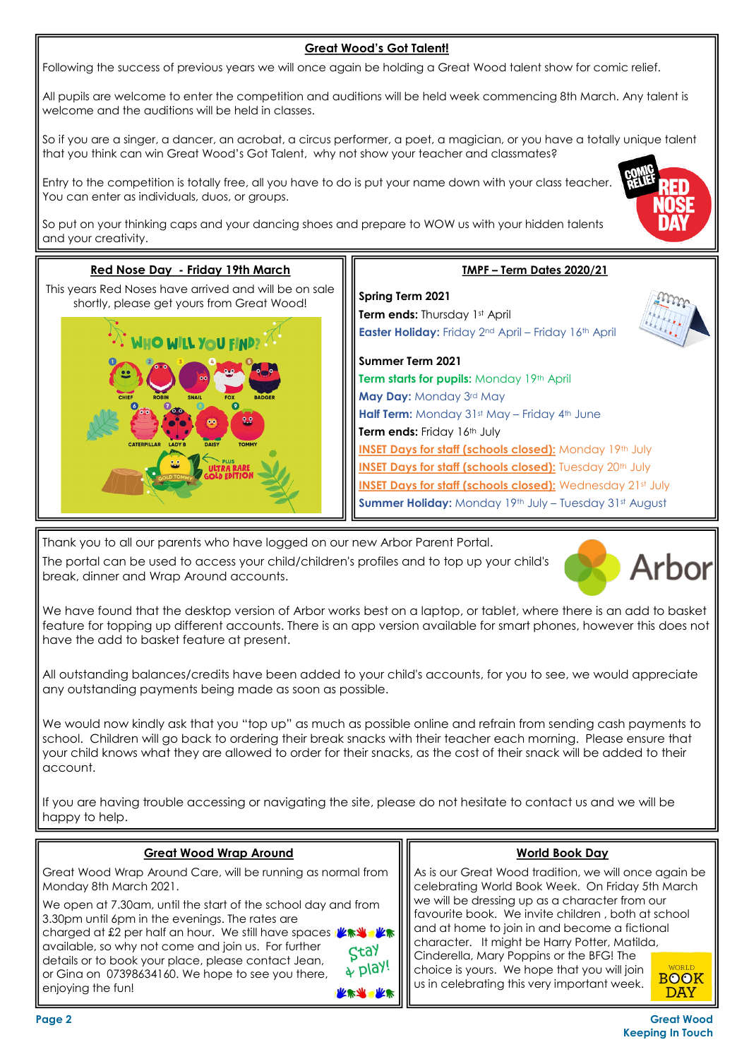## Great Wood's Got Talent!

Following the success of previous years we will once again be holding a Great Wood talent show for comic relief.

All pupils are welcome to enter the competition and auditions will be held week commencing 8th March. Any talent is welcome and the auditions will be held in classes.

So if you are a singer, a dancer, an acrobat, a circus performer, a poet, a magician, or you have a totally unique talent that you think can win Great Wood's Got Talent, why not show your teacher and classmates?

Entry to the competition is totally free, all you have to do is put your name down with your class teacher. You can enter as individuals, duos, or groups.

So put on your thinking caps and your dancing shoes and prepare to WOW us with your hidden talents and your creativity.

## Red Nose Day - Friday 19th March

This years Red Noses have arrived and will be on sale shortly, please get yours from Great Wood!

## TMPF – Term Dates 2020/21

**Spring Term 2021**

**Term ends:** Thursday 1st April

**Easter Holiday:** Friday 2nd April – Friday 16th April

**Summer Term 2021**

**Term starts for pupils:** Monday 19th April

**May Day:** Monday 3rd May

**Half Term:** Monday 31st May – Friday 4th June

**Term ends:** Friday 16th July

**INSET Days for staff (schools closed):** Monday 19th July

**INSET Days for staff (schools closed):** Tuesday 20th July

**INSET Days for staff (schools closed):** Wednesday 21st July

**Summer Holiday:** Monday 19th July – Tuesday 31st August

---

Thank you to all our parents who have logged on our new Arbor Parent Portal.

The portal can be used to access your child/children's profiles and to top up your child's break, dinner and Wrap Around accounts.

We have found that the desktop version of Arbor works best on a laptop, or tablet, where there is an add to basket feature for topping up different accounts. There is an app version available for smart phones, however this does not have the add to basket feature at present.

All outstanding balances/credits have been added to your child's accounts, for you to see, we would appreciate any outstanding payments being made as soon as possible.

We would now kindly ask that you "top up" as much as possible online and refrain from sending cash payments to school. Children will go back to ordering their break snacks with their teacher each morning. Please ensure that your child knows what they are allowed to order for their snacks, as the cost of their snack will be added to their account.

If you are having trouble accessing or navigating the site, please do not hesitate to contact us and we will be happy to help.

## Great Wood Wrap Around

Great Wood Wrap Around Care, will be running as normal from Monday 8th March 2021.

We open at 7.30am, until the start of the school day and from 3.30pm until 6pm in the evenings. The rates are charged at £2 per half an hour. We still have spaces available, so why not come and join us. For further details or to book your place, please contact Jean, or Gina on 07398634160. We hope to see you there, enjoying the fun!

## World Book Day

As is our Great Wood tradition, we will once again be celebrating World Book Week. On Friday 5th March we will be dressing up as a character from our favourite book. We invite children , both at school and at home to join in and become a fictional character. It might be Harry Potter, Matilda, Cinderella, Mary Poppins or the BFG! The choice is yours. We hope that you will join us in celebrating this very important week.